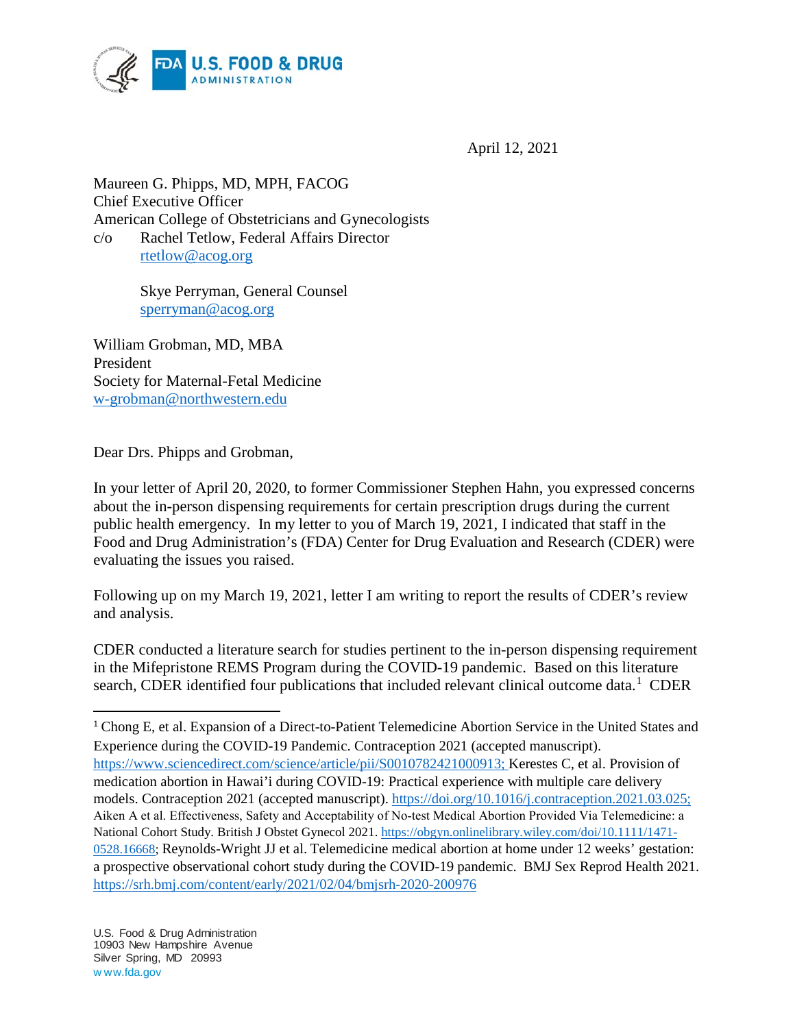April 12, 2021

Maureen G. Phipps, MD, MPH, FACOG
Chief Executive Officer
American College of Obstetricians and Gynecologists
c/o Rachel Tetlow, Federal Affairs Director
rtetlow@acog.org

Skye Perryman, General Counsel
sperryman@acog.org

William Grobman, MD, MBA
President
Society for Maternal-Fetal Medicine
w-grobman@northwestern.edu

Dear Drs. Phipps and Grobman,

In your letter of April 20, 2020, to former Commissioner Stephen Hahn, you expressed concerns about the in-person dispensing requirements for certain prescription drugs during the current public health emergency. In my letter to you of March 19, 2021, I indicated that staff in the Food and Drug Administration's (FDA) Center for Drug Evaluation and Research (CDER) were evaluating the issues you raised.

Following up on my March 19, 2021, letter I am writing to report the results of CDER's review and analysis.

CDER conducted a literature search for studies pertinent to the in-person dispensing requirement in the Mifepristone REMS Program during the COVID-19 pandemic. Based on this literature search, CDER identified four publications that included relevant clinical outcome data.[1] CDER

[1] Chong E, et al. Expansion of a Direct-to-Patient Telemedicine Abortion Service in the United States and Experience during the COVID-19 Pandemic. Contraception 2021 (accepted manuscript). https://www.sciencedirect.com/science/article/pii/S0010782421000913; Kerestes C, et al. Provision of medication abortion in Hawai'i during COVID-19: Practical experience with multiple care delivery models. Contraception 2021 (accepted manuscript). https://doi.org/10.1016/j.contraception.2021.03.025; Aiken A et al. Effectiveness, Safety and Acceptability of No-test Medical Abortion Provided Via Telemedicine: a National Cohort Study. British J Obstet Gynecol 2021. https://obgyn.onlinelibrary.wiley.com/doi/10.1111/1471-0528.16668; Reynolds-Wright JJ et al. Telemedicine medical abortion at home under 12 weeks' gestation: a prospective observational cohort study during the COVID-19 pandemic. BMJ Sex Reprod Health 2021. https://srh.bmj.com/content/early/2021/02/04/bmjsrh-2020-200976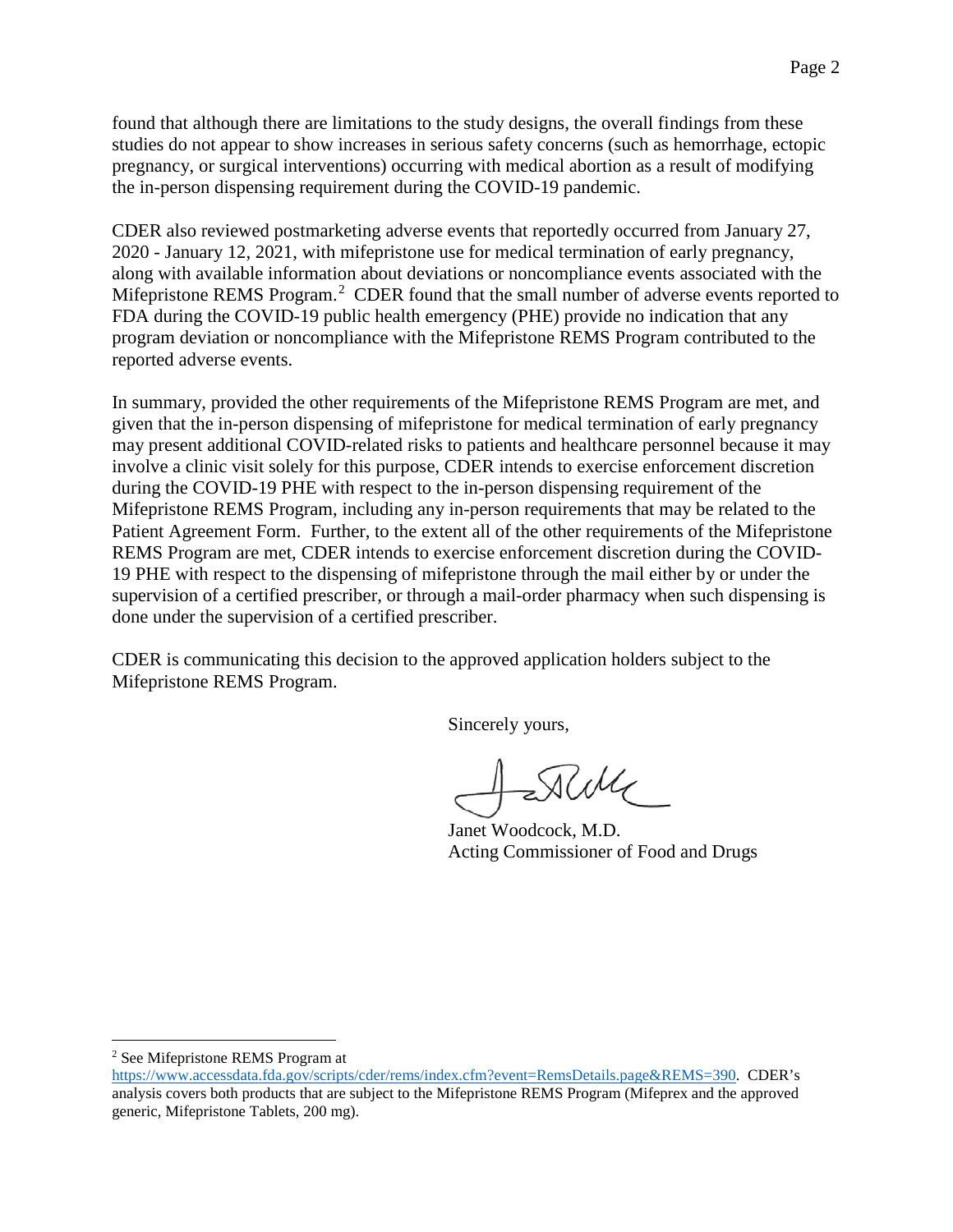found that although there are limitations to the study designs, the overall findings from these studies do not appear to show increases in serious safety concerns (such as hemorrhage, ectopic pregnancy, or surgical interventions) occurring with medical abortion as a result of modifying the in-person dispensing requirement during the COVID-19 pandemic.

CDER also reviewed postmarketing adverse events that reportedly occurred from January 27, 2020 - January 12, 2021, with mifepristone use for medical termination of early pregnancy, along with available information about deviations or noncompliance events associated with the Mifepristone REMS Program.[2] CDER found that the small number of adverse events reported to FDA during the COVID-19 public health emergency (PHE) provide no indication that any program deviation or noncompliance with the Mifepristone REMS Program contributed to the reported adverse events.

In summary, provided the other requirements of the Mifepristone REMS Program are met, and given that the in-person dispensing of mifepristone for medical termination of early pregnancy may present additional COVID-related risks to patients and healthcare personnel because it may involve a clinic visit solely for this purpose, CDER intends to exercise enforcement discretion during the COVID-19 PHE with respect to the in-person dispensing requirement of the Mifepristone REMS Program, including any in-person requirements that may be related to the Patient Agreement Form. Further, to the extent all of the other requirements of the Mifepristone REMS Program are met, CDER intends to exercise enforcement discretion during the COVID-19 PHE with respect to the dispensing of mifepristone through the mail either by or under the supervision of a certified prescriber, or through a mail-order pharmacy when such dispensing is done under the supervision of a certified prescriber.

CDER is communicating this decision to the approved application holders subject to the Mifepristone REMS Program.

Sincerely yours,

Janet Woodcock, M.D.
Acting Commissioner of Food and Drugs

---

[2] See Mifepristone REMS Program at https://www.accessdata.fda.gov/scripts/cder/rems/index.cfm?event=RemsDetails.page&REMS=390. CDER's analysis covers both products that are subject to the Mifepristone REMS Program (Mifeprex and the approved generic, Mifepristone Tablets, 200 mg).